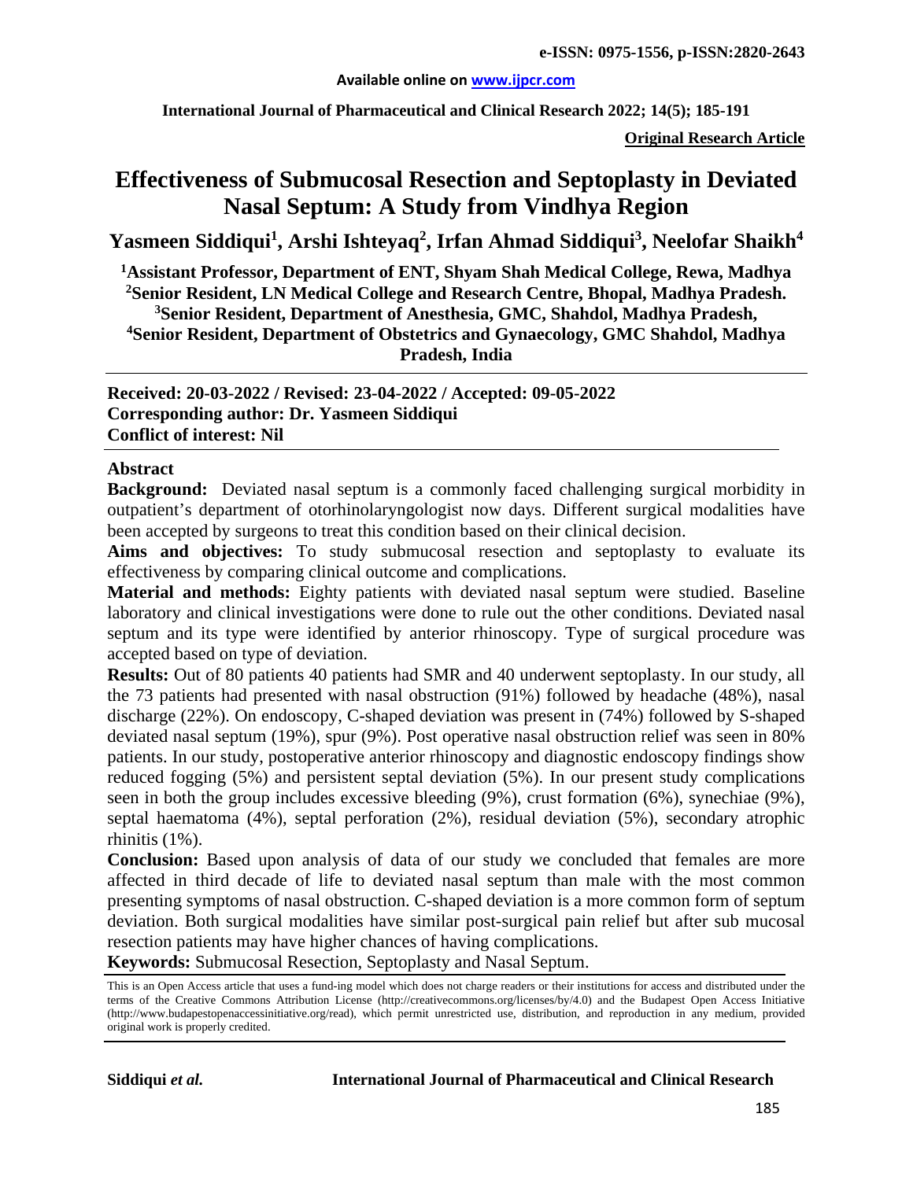**e-ISSN: 0975-1556, p-ISSN:2820-2643**

**Available online on www.ijpcr.com**

**International Journal of Pharmaceutical and Clinical Research 2022; 14(5); 185-191**

**Original Research Article**

# Effectiveness of Submucosal Resection and Septoplasty in Deviated Nasal Septum: A Study from Vindhya Region

**Yasmeen Siddiqui[1], Arshi Ishteyaq[2], Irfan Ahmad Siddiqui[3], Neelofar Shaikh[4]**

**[1]Assistant Professor, Department of ENT, Shyam Shah Medical College, Rewa, Madhya**
**[2]Senior Resident, LN Medical College and Research Centre, Bhopal, Madhya Pradesh.**
**[3]Senior Resident, Department of Anesthesia, GMC, Shahdol, Madhya Pradesh,**
**[4]Senior Resident, Department of Obstetrics and Gynaecology, GMC Shahdol, Madhya Pradesh, India**

**Received: 20-03-2022 / Revised: 23-04-2022 / Accepted: 09-05-2022**
**Corresponding author: Dr. Yasmeen Siddiqui**
**Conflict of interest: Nil**

## Abstract

**Background:** Deviated nasal septum is a commonly faced challenging surgical morbidity in outpatient's department of otorhinolaryngologist now days. Different surgical modalities have been accepted by surgeons to treat this condition based on their clinical decision.

**Aims and objectives:** To study submucosal resection and septoplasty to evaluate its effectiveness by comparing clinical outcome and complications.

**Material and methods:** Eighty patients with deviated nasal septum were studied. Baseline laboratory and clinical investigations were done to rule out the other conditions. Deviated nasal septum and its type were identified by anterior rhinoscopy. Type of surgical procedure was accepted based on type of deviation.

**Results:** Out of 80 patients 40 patients had SMR and 40 underwent septoplasty. In our study, all the 73 patients had presented with nasal obstruction (91%) followed by headache (48%), nasal discharge (22%). On endoscopy, C-shaped deviation was present in (74%) followed by S-shaped deviated nasal septum (19%), spur (9%). Post operative nasal obstruction relief was seen in 80% patients. In our study, postoperative anterior rhinoscopy and diagnostic endoscopy findings show reduced fogging (5%) and persistent septal deviation (5%). In our present study complications seen in both the group includes excessive bleeding (9%), crust formation (6%), synechiae (9%), septal haematoma (4%), septal perforation (2%), residual deviation (5%), secondary atrophic rhinitis (1%).

**Conclusion:** Based upon analysis of data of our study we concluded that females are more affected in third decade of life to deviated nasal septum than male with the most common presenting symptoms of nasal obstruction. C-shaped deviation is a more common form of septum deviation. Both surgical modalities have similar post-surgical pain relief but after sub mucosal resection patients may have higher chances of having complications.

**Keywords:** Submucosal Resection, Septoplasty and Nasal Septum.

This is an Open Access article that uses a fund-ing model which does not charge readers or their institutions for access and distributed under the terms of the Creative Commons Attribution License (http://creativecommons.org/licenses/by/4.0) and the Budapest Open Access Initiative (http://www.budapestopenaccessinitiative.org/read), which permit unrestricted use, distribution, and reproduction in any medium, provided original work is properly credited.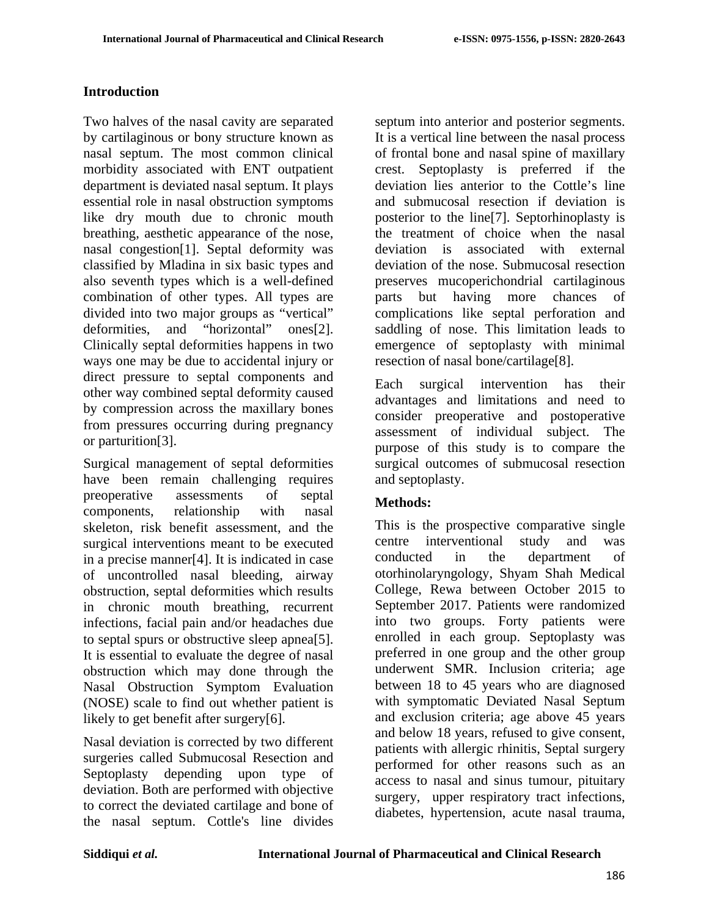## Introduction

Two halves of the nasal cavity are separated by cartilaginous or bony structure known as nasal septum. The most common clinical morbidity associated with ENT outpatient department is deviated nasal septum. It plays essential role in nasal obstruction symptoms like dry mouth due to chronic mouth breathing, aesthetic appearance of the nose, nasal congestion[1]. Septal deformity was classified by Mladina in six basic types and also seventh types which is a well-defined combination of other types. All types are divided into two major groups as "vertical" deformities, and "horizontal" ones[2]. Clinically septal deformities happens in two ways one may be due to accidental injury or direct pressure to septal components and other way combined septal deformity caused by compression across the maxillary bones from pressures occurring during pregnancy or parturition[3].

Surgical management of septal deformities have been remain challenging requires preoperative assessments of septal components, relationship with nasal skeleton, risk benefit assessment, and the surgical interventions meant to be executed in a precise manner[4]. It is indicated in case of uncontrolled nasal bleeding, airway obstruction, septal deformities which results in chronic mouth breathing, recurrent infections, facial pain and/or headaches due to septal spurs or obstructive sleep apnea[5]. It is essential to evaluate the degree of nasal obstruction which may done through the Nasal Obstruction Symptom Evaluation (NOSE) scale to find out whether patient is likely to get benefit after surgery[6].

Nasal deviation is corrected by two different surgeries called Submucosal Resection and Septoplasty depending upon type of deviation. Both are performed with objective to correct the deviated cartilage and bone of the nasal septum. Cottle's line divides septum into anterior and posterior segments. It is a vertical line between the nasal process of frontal bone and nasal spine of maxillary crest. Septoplasty is preferred if the deviation lies anterior to the Cottle's line and submucosal resection if deviation is posterior to the line[7]. Septorhinoplasty is the treatment of choice when the nasal deviation is associated with external deviation of the nose. Submucosal resection preserves mucoperichondrial cartilaginous parts but having more chances of complications like septal perforation and saddling of nose. This limitation leads to emergence of septoplasty with minimal resection of nasal bone/cartilage[8].

Each surgical intervention has their advantages and limitations and need to consider preoperative and postoperative assessment of individual subject. The purpose of this study is to compare the surgical outcomes of submucosal resection and septoplasty.

## Methods:

This is the prospective comparative single centre interventional study and was conducted in the department of otorhinolaryngology, Shyam Shah Medical College, Rewa between October 2015 to September 2017. Patients were randomized into two groups. Forty patients were enrolled in each group. Septoplasty was preferred in one group and the other group underwent SMR. Inclusion criteria; age between 18 to 45 years who are diagnosed with symptomatic Deviated Nasal Septum and exclusion criteria; age above 45 years and below 18 years, refused to give consent, patients with allergic rhinitis, Septal surgery performed for other reasons such as an access to nasal and sinus tumour, pituitary surgery, upper respiratory tract infections, diabetes, hypertension, acute nasal trauma,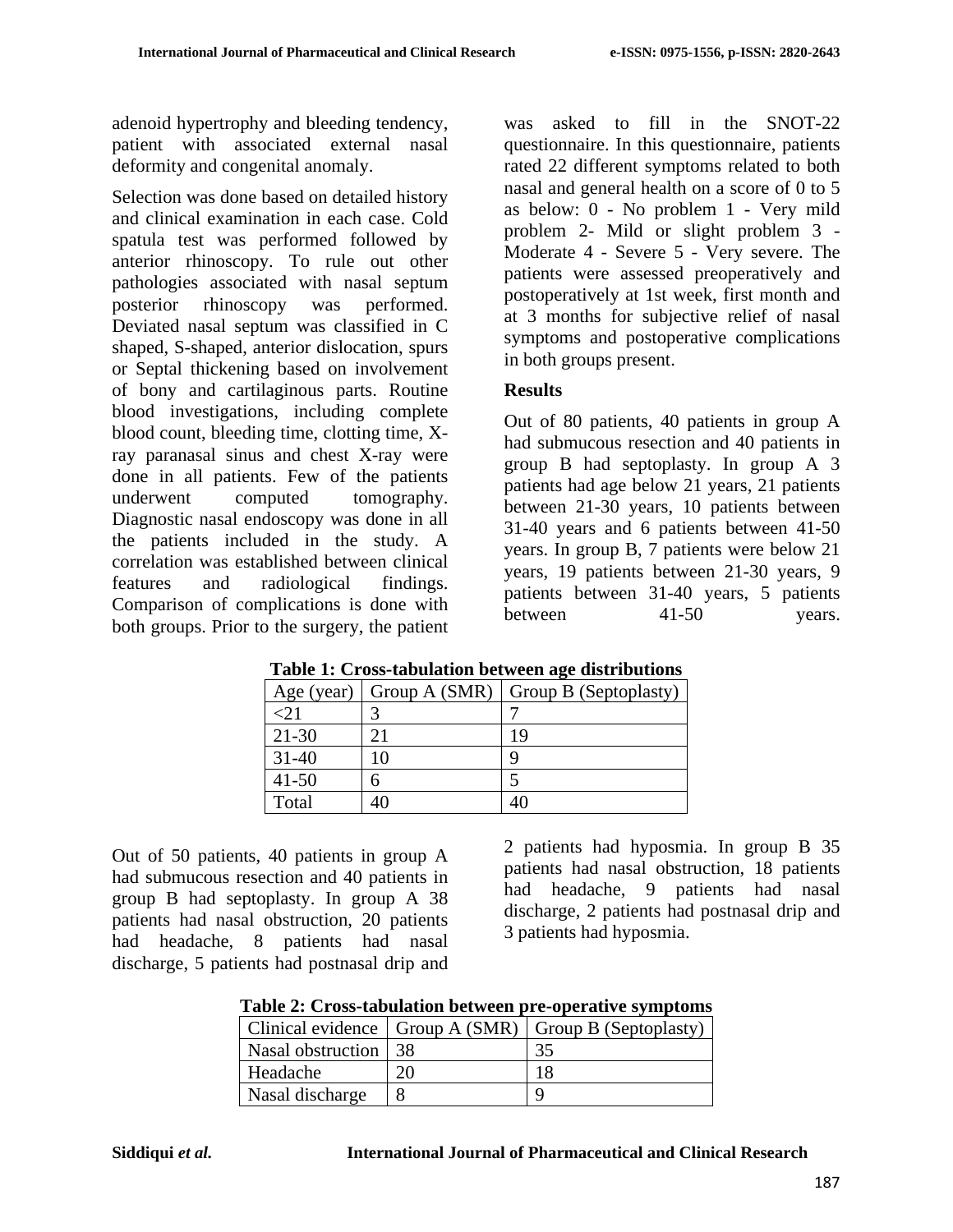adenoid hypertrophy and bleeding tendency, patient with associated external nasal deformity and congenital anomaly.

Selection was done based on detailed history and clinical examination in each case. Cold spatula test was performed followed by anterior rhinoscopy. To rule out other pathologies associated with nasal septum posterior rhinoscopy was performed. Deviated nasal septum was classified in C shaped, S-shaped, anterior dislocation, spurs or Septal thickening based on involvement of bony and cartilaginous parts. Routine blood investigations, including complete blood count, bleeding time, clotting time, X-ray paranasal sinus and chest X-ray were done in all patients. Few of the patients underwent computed tomography. Diagnostic nasal endoscopy was done in all the patients included in the study. A correlation was established between clinical features and radiological findings. Comparison of complications is done with both groups. Prior to the surgery, the patient was asked to fill in the SNOT-22 questionnaire. In this questionnaire, patients rated 22 different symptoms related to both nasal and general health on a score of 0 to 5 as below: 0 - No problem 1 - Very mild problem 2- Mild or slight problem 3 - Moderate 4 - Severe 5 - Very severe. The patients were assessed preoperatively and postoperatively at 1st week, first month and at 3 months for subjective relief of nasal symptoms and postoperative complications in both groups present.

## Results

Out of 80 patients, 40 patients in group A had submucous resection and 40 patients in group B had septoplasty. In group A 3 patients had age below 21 years, 21 patients between 21-30 years, 10 patients between 31-40 years and 6 patients between 41-50 years. In group B, 7 patients were below 21 years, 19 patients between 21-30 years, 9 patients between 31-40 years, 5 patients between 41-50 years.

**Table 1: Cross-tabulation between age distributions**

| Age (year) | Group A (SMR) | Group B (Septoplasty) |
|---|---|---|
| <21 | 3 | 7 |
| 21-30 | 21 | 19 |
| 31-40 | 10 | 9 |
| 41-50 | 6 | 5 |
| Total | 40 | 40 |

Out of 50 patients, 40 patients in group A had submucous resection and 40 patients in group B had septoplasty. In group A 38 patients had nasal obstruction, 20 patients had headache, 8 patients had nasal discharge, 5 patients had postnasal drip and 2 patients had hyposmia. In group B 35 patients had nasal obstruction, 18 patients had headache, 9 patients had nasal discharge, 2 patients had postnasal drip and 3 patients had hyposmia.

**Table 2: Cross-tabulation between pre-operative symptoms**

| Clinical evidence | Group A (SMR) | Group B (Septoplasty) |
|---|---|---|
| Nasal obstruction | 38 | 35 |
| Headache | 20 | 18 |
| Nasal discharge | 8 | 9 |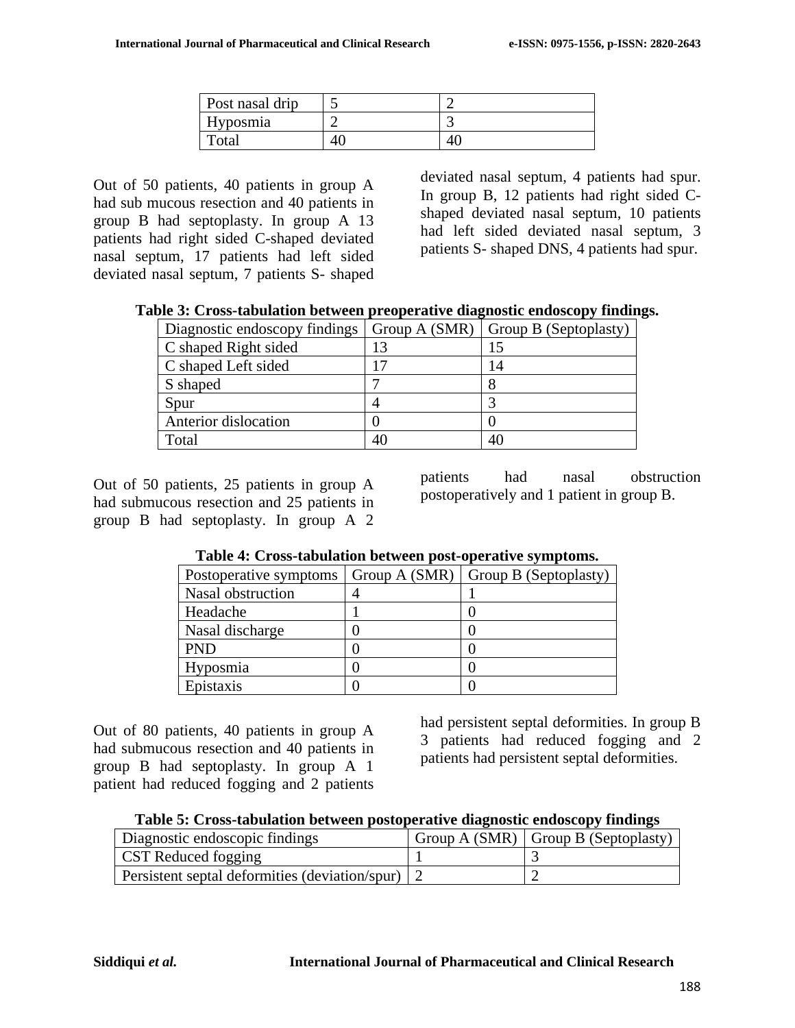| Post nasal drip | 5 | 2 |
|---|---|---|
| Hyposmia | 2 | 3 |
| Total | 40 | 40 |

Out of 50 patients, 40 patients in group A had sub mucous resection and 40 patients in group B had septoplasty. In group A 13 patients had right sided C-shaped deviated nasal septum, 17 patients had left sided deviated nasal septum, 7 patients S- shaped deviated nasal septum, 4 patients had spur. In group B, 12 patients had right sided C-shaped deviated nasal septum, 10 patients had left sided deviated nasal septum, 3 patients S- shaped DNS, 4 patients had spur.

**Table 3: Cross-tabulation between preoperative diagnostic endoscopy findings.**

| Diagnostic endoscopy findings | Group A (SMR) | Group B (Septoplasty) |
|---|---|---|
| C shaped Right sided | 13 | 15 |
| C shaped Left sided | 17 | 14 |
| S shaped | 7 | 8 |
| Spur | 4 | 3 |
| Anterior dislocation | 0 | 0 |
| Total | 40 | 40 |

Out of 50 patients, 25 patients in group A had submucous resection and 25 patients in group B had septoplasty. In group A 2 patients had nasal obstruction postoperatively and 1 patient in group B.

**Table 4: Cross-tabulation between post-operative symptoms.**

| Postoperative symptoms | Group A (SMR) | Group B (Septoplasty) |
|---|---|---|
| Nasal obstruction | 4 | 1 |
| Headache | 1 | 0 |
| Nasal discharge | 0 | 0 |
| PND | 0 | 0 |
| Hyposmia | 0 | 0 |
| Epistaxis | 0 | 0 |

Out of 80 patients, 40 patients in group A had submucous resection and 40 patients in group B had septoplasty. In group A 1 patient had reduced fogging and 2 patients had persistent septal deformities. In group B 3 patients had reduced fogging and 2 patients had persistent septal deformities.

**Table 5: Cross-tabulation between postoperative diagnostic endoscopy findings**

| Diagnostic endoscopic findings | Group A (SMR) | Group B (Septoplasty) |
|---|---|---|
| CST Reduced fogging | 1 | 3 |
| Persistent septal deformities (deviation/spur) | 2 | 2 |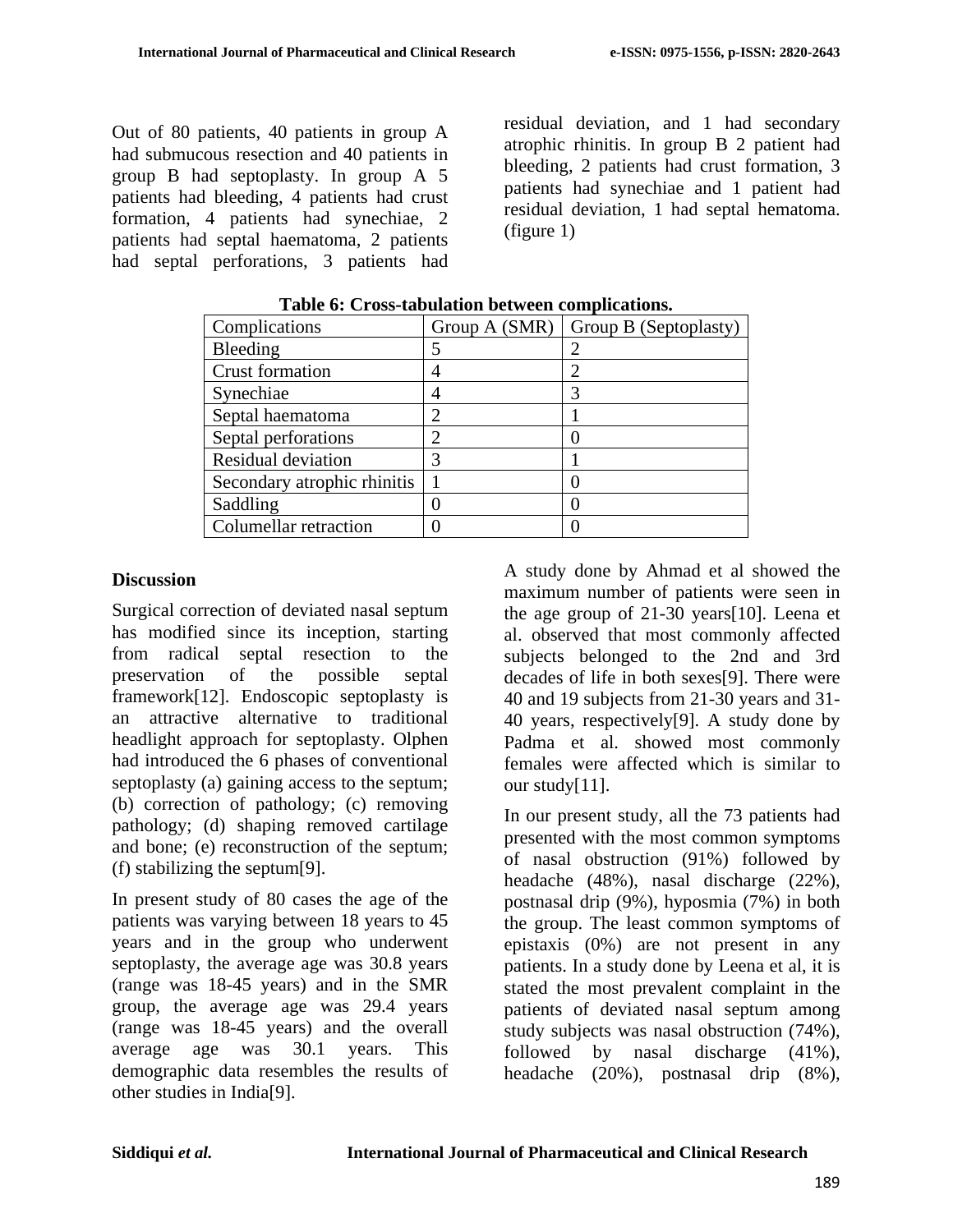Out of 80 patients, 40 patients in group A had submucous resection and 40 patients in group B had septoplasty. In group A 5 patients had bleeding, 4 patients had crust formation, 4 patients had synechiae, 2 patients had septal haematoma, 2 patients had septal perforations, 3 patients had residual deviation, and 1 had secondary atrophic rhinitis. In group B 2 patient had bleeding, 2 patients had crust formation, 3 patients had synechiae and 1 patient had residual deviation, 1 had septal hematoma. (figure 1)

**Table 6: Cross-tabulation between complications.**

| Complications | Group A (SMR) | Group B (Septoplasty) |
|---|---|---|
| Bleeding | 5 | 2 |
| Crust formation | 4 | 2 |
| Synechiae | 4 | 3 |
| Septal haematoma | 2 | 1 |
| Septal perforations | 2 | 0 |
| Residual deviation | 3 | 1 |
| Secondary atrophic rhinitis | 1 | 0 |
| Saddling | 0 | 0 |
| Columellar retraction | 0 | 0 |

## Discussion

Surgical correction of deviated nasal septum has modified since its inception, starting from radical septal resection to the preservation of the possible septal framework[12]. Endoscopic septoplasty is an attractive alternative to traditional headlight approach for septoplasty. Olphen had introduced the 6 phases of conventional septoplasty (a) gaining access to the septum; (b) correction of pathology; (c) removing pathology; (d) shaping removed cartilage and bone; (e) reconstruction of the septum; (f) stabilizing the septum[9].

In present study of 80 cases the age of the patients was varying between 18 years to 45 years and in the group who underwent septoplasty, the average age was 30.8 years (range was 18-45 years) and in the SMR group, the average age was 29.4 years (range was 18-45 years) and the overall average age was 30.1 years. This demographic data resembles the results of other studies in India[9].

A study done by Ahmad et al showed the maximum number of patients were seen in the age group of 21-30 years[10]. Leena et al. observed that most commonly affected subjects belonged to the 2nd and 3rd decades of life in both sexes[9]. There were 40 and 19 subjects from 21-30 years and 31-40 years, respectively[9]. A study done by Padma et al. showed most commonly females were affected which is similar to our study[11].

In our present study, all the 73 patients had presented with the most common symptoms of nasal obstruction (91%) followed by headache (48%), nasal discharge (22%), postnasal drip (9%), hyposmia (7%) in both the group. The least common symptoms of epistaxis (0%) are not present in any patients. In a study done by Leena et al, it is stated the most prevalent complaint in the patients of deviated nasal septum among study subjects was nasal obstruction (74%), followed by nasal discharge (41%), headache (20%), postnasal drip (8%),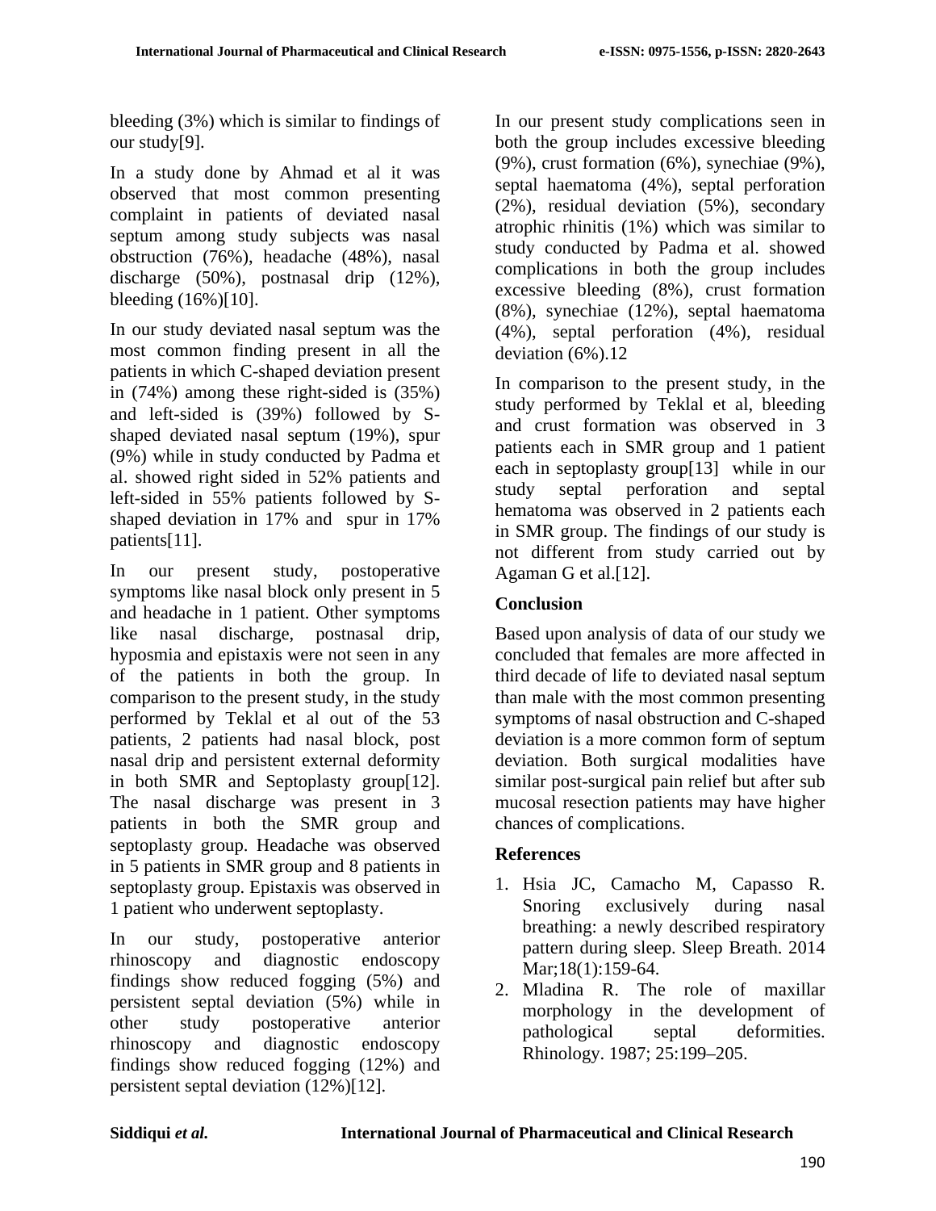bleeding (3%) which is similar to findings of our study[9].

In a study done by Ahmad et al it was observed that most common presenting complaint in patients of deviated nasal septum among study subjects was nasal obstruction (76%), headache (48%), nasal discharge (50%), postnasal drip (12%), bleeding (16%)[10].

In our study deviated nasal septum was the most common finding present in all the patients in which C-shaped deviation present in (74%) among these right-sided is (35%) and left-sided is (39%) followed by S-shaped deviated nasal septum (19%), spur (9%) while in study conducted by Padma et al. showed right sided in 52% patients and left-sided in 55% patients followed by S-shaped deviation in 17% and spur in 17% patients[11].

In our present study, postoperative symptoms like nasal block only present in 5 and headache in 1 patient. Other symptoms like nasal discharge, postnasal drip, hyposmia and epistaxis were not seen in any of the patients in both the group. In comparison to the present study, in the study performed by Teklal et al out of the 53 patients, 2 patients had nasal block, post nasal drip and persistent external deformity in both SMR and Septoplasty group[12]. The nasal discharge was present in 3 patients in both the SMR group and septoplasty group. Headache was observed in 5 patients in SMR group and 8 patients in septoplasty group. Epistaxis was observed in 1 patient who underwent septoplasty.

In our study, postoperative anterior rhinoscopy and diagnostic endoscopy findings show reduced fogging (5%) and persistent septal deviation (5%) while in other study postoperative anterior rhinoscopy and diagnostic endoscopy findings show reduced fogging (12%) and persistent septal deviation (12%)[12].

In our present study complications seen in both the group includes excessive bleeding (9%), crust formation (6%), synechiae (9%), septal haematoma (4%), septal perforation (2%), residual deviation (5%), secondary atrophic rhinitis (1%) which was similar to study conducted by Padma et al. showed complications in both the group includes excessive bleeding (8%), crust formation (8%), synechiae (12%), septal haematoma (4%), septal perforation (4%), residual deviation (6%).12

In comparison to the present study, in the study performed by Teklal et al, bleeding and crust formation was observed in 3 patients each in SMR group and 1 patient each in septoplasty group[13] while in our study septal perforation and septal hematoma was observed in 2 patients each in SMR group. The findings of our study is not different from study carried out by Agaman G et al.[12].

## Conclusion

Based upon analysis of data of our study we concluded that females are more affected in third decade of life to deviated nasal septum than male with the most common presenting symptoms of nasal obstruction and C-shaped deviation is a more common form of septum deviation. Both surgical modalities have similar post-surgical pain relief but after sub mucosal resection patients may have higher chances of complications.

## References

1. Hsia JC, Camacho M, Capasso R. Snoring exclusively during nasal breathing: a newly described respiratory pattern during sleep. Sleep Breath. 2014 Mar;18(1):159-64.
2. Mladina R. The role of maxillar morphology in the development of pathological septal deformities. Rhinology. 1987; 25:199–205.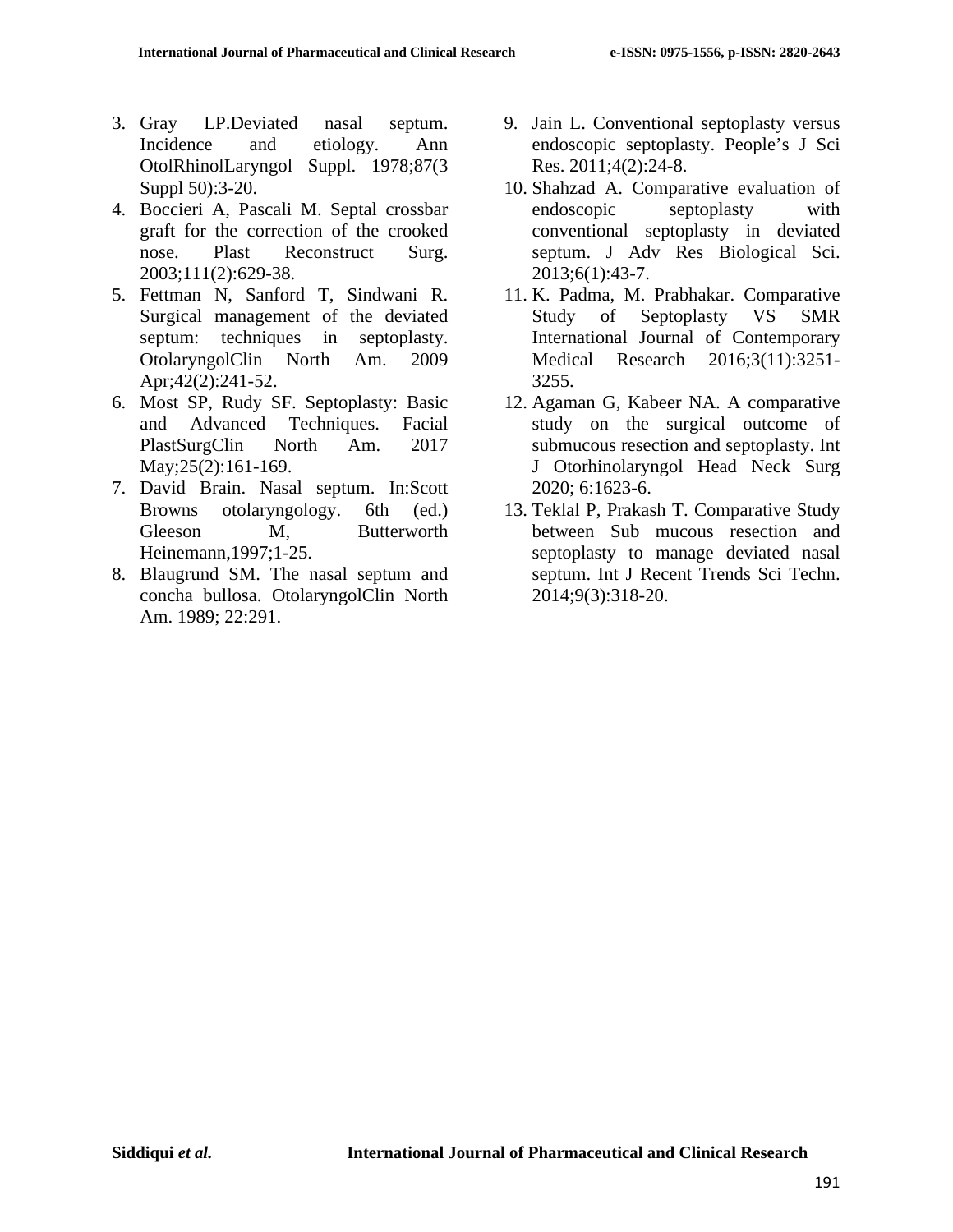3. Gray LP.Deviated nasal septum. Incidence and etiology. Ann OtolRhinolLaryngol Suppl. 1978;87(3 Suppl 50):3-20.
4. Boccieri A, Pascali M. Septal crossbar graft for the correction of the crooked nose. Plast Reconstruct Surg. 2003;111(2):629-38.
5. Fettman N, Sanford T, Sindwani R. Surgical management of the deviated septum: techniques in septoplasty. OtolaryngolClin North Am. 2009 Apr;42(2):241-52.
6. Most SP, Rudy SF. Septoplasty: Basic and Advanced Techniques. Facial PlastSurgClin North Am. 2017 May;25(2):161-169.
7. David Brain. Nasal septum. In:Scott Browns otolaryngology. 6th (ed.) Gleeson M, Butterworth Heinemann,1997;1-25.
8. Blaugrund SM. The nasal septum and concha bullosa. OtolaryngolClin North Am. 1989; 22:291.
9. Jain L. Conventional septoplasty versus endoscopic septoplasty. People's J Sci Res. 2011;4(2):24-8.
10. Shahzad A. Comparative evaluation of endoscopic septoplasty with conventional septoplasty in deviated septum. J Adv Res Biological Sci. 2013;6(1):43-7.
11. K. Padma, M. Prabhakar. Comparative Study of Septoplasty VS SMR International Journal of Contemporary Medical Research 2016;3(11):3251-3255.
12. Agaman G, Kabeer NA. A comparative study on the surgical outcome of submucous resection and septoplasty. Int J Otorhinolaryngol Head Neck Surg 2020; 6:1623-6.
13. Teklal P, Prakash T. Comparative Study between Sub mucous resection and septoplasty to manage deviated nasal septum. Int J Recent Trends Sci Techn. 2014;9(3):318-20.